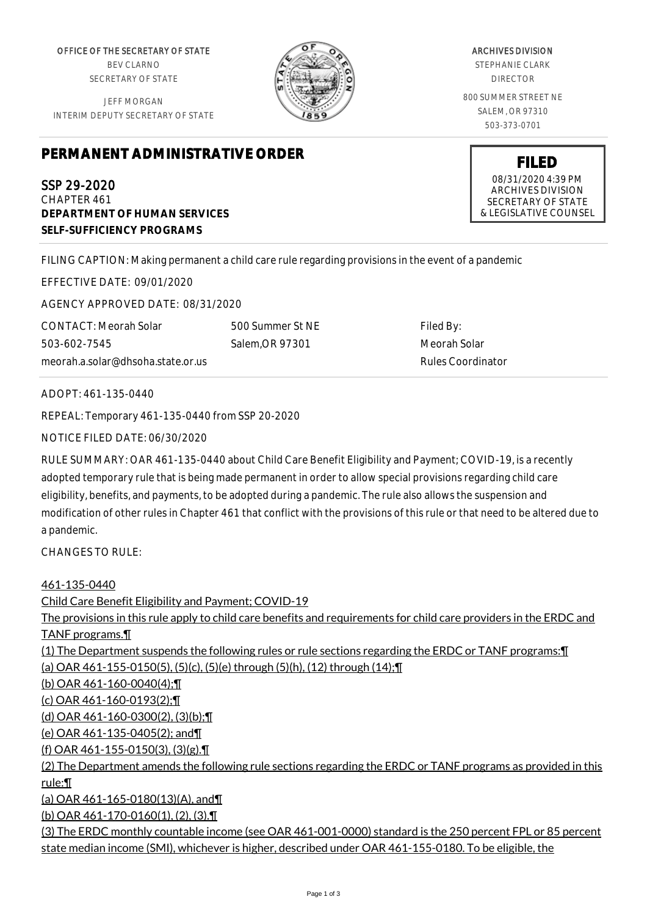OFFICE OF THE SECRETARY OF STATE
BEV CLARNO
SECRETARY OF STATE

JEFF MORGAN
INTERIM DEPUTY SECRETARY OF STATE

ARCHIVES DIVISION
STEPHANIE CLARK
DIRECTOR

800 SUMMER STREET NE
SALEM, OR 97310
503-373-0701

**FILED**
08/31/2020 4:39 PM
ARCHIVES DIVISION
SECRETARY OF STATE
& LEGISLATIVE COUNSEL

# PERMANENT ADMINISTRATIVE ORDER

SSP 29-2020
CHAPTER 461
**DEPARTMENT OF HUMAN SERVICES**
**SELF-SUFFICIENCY PROGRAMS**

FILING CAPTION: Making permanent a child care rule regarding provisions in the event of a pandemic

EFFECTIVE DATE: 09/01/2020

AGENCY APPROVED DATE: 08/31/2020

CONTACT: Meorah Solar
503-602-7545
meorah.a.solar@dhsoha.state.or.us

500 Summer St NE
Salem,OR 97301

Filed By:
Meorah Solar
Rules Coordinator

ADOPT: 461-135-0440

REPEAL: Temporary 461-135-0440 from SSP 20-2020

NOTICE FILED DATE: 06/30/2020

RULE SUMMARY: OAR 461-135-0440 about Child Care Benefit Eligibility and Payment; COVID-19, is a recently adopted temporary rule that is being made permanent in order to allow special provisions regarding child care eligibility, benefits, and payments, to be adopted during a pandemic. The rule also allows the suspension and modification of other rules in Chapter 461 that conflict with the provisions of this rule or that need to be altered due to a pandemic.

CHANGES TO RULE:

461-135-0440
Child Care Benefit Eligibility and Payment; COVID-19
The provisions in this rule apply to child care benefits and requirements for child care providers in the ERDC and TANF programs.¶
(1) The Department suspends the following rules or rule sections regarding the ERDC or TANF programs:¶
(a) OAR 461-155-0150(5), (5)(c), (5)(e) through (5)(h), (12) through (14);¶
(b) OAR 461-160-0040(4);¶
(c) OAR 461-160-0193(2);¶
(d) OAR 461-160-0300(2), (3)(b);¶
(e) OAR 461-135-0405(2); and¶
(f) OAR 461-155-0150(3), (3)(g).¶
(2) The Department amends the following rule sections regarding the ERDC or TANF programs as provided in this rule:¶
(a) OAR 461-165-0180(13)(A), and¶
(b) OAR 461-170-0160(1), (2), (3).¶
(3) The ERDC monthly countable income (see OAR 461-001-0000) standard is the 250 percent FPL or 85 percent state median income (SMI), whichever is higher, described under OAR 461-155-0180. To be eligible, the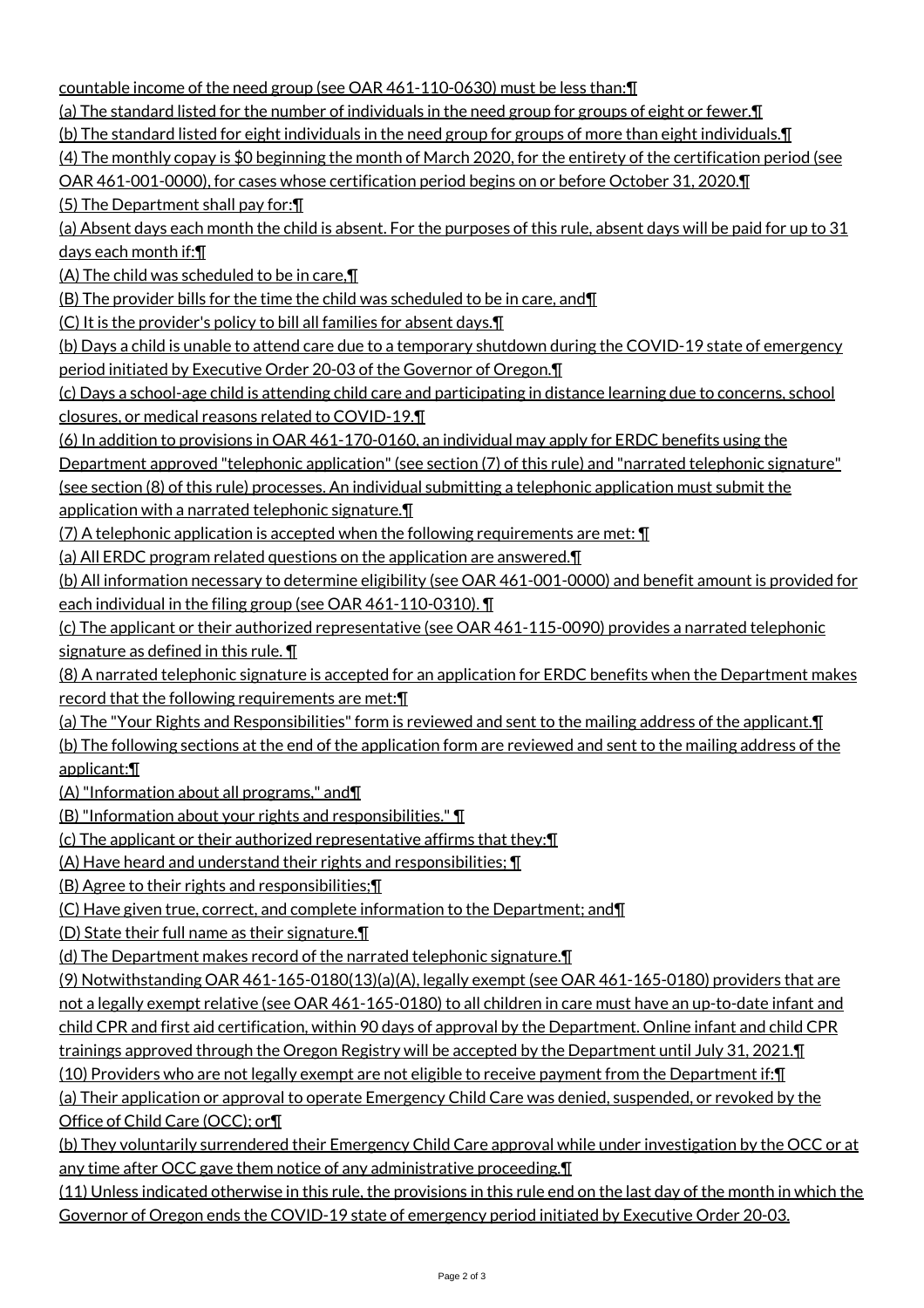countable income of the need group (see OAR 461-110-0630) must be less than:¶

(a) The standard listed for the number of individuals in the need group for groups of eight or fewer.¶

(b) The standard listed for eight individuals in the need group for groups of more than eight individuals.¶

(4) The monthly copay is $0 beginning the month of March 2020, for the entirety of the certification period (see OAR 461-001-0000), for cases whose certification period begins on or before October 31, 2020.¶

(5) The Department shall pay for:¶

(a) Absent days each month the child is absent. For the purposes of this rule, absent days will be paid for up to 31 days each month if:¶

(A) The child was scheduled to be in care,¶

(B) The provider bills for the time the child was scheduled to be in care, and¶

(C) It is the provider's policy to bill all families for absent days.¶

(b) Days a child is unable to attend care due to a temporary shutdown during the COVID-19 state of emergency period initiated by Executive Order 20-03 of the Governor of Oregon.¶

(c) Days a school-age child is attending child care and participating in distance learning due to concerns, school closures, or medical reasons related to COVID-19.¶

(6) In addition to provisions in OAR 461-170-0160, an individual may apply for ERDC benefits using the Department approved "telephonic application" (see section (7) of this rule) and "narrated telephonic signature" (see section (8) of this rule) processes. An individual submitting a telephonic application must submit the application with a narrated telephonic signature.¶

(7) A telephonic application is accepted when the following requirements are met: ¶

(a) All ERDC program related questions on the application are answered.¶

(b) All information necessary to determine eligibility (see OAR 461-001-0000) and benefit amount is provided for each individual in the filing group (see OAR 461-110-0310). ¶

(c) The applicant or their authorized representative (see OAR 461-115-0090) provides a narrated telephonic signature as defined in this rule. ¶

(8) A narrated telephonic signature is accepted for an application for ERDC benefits when the Department makes record that the following requirements are met:¶

(a) The "Your Rights and Responsibilities" form is reviewed and sent to the mailing address of the applicant.¶

(b) The following sections at the end of the application form are reviewed and sent to the mailing address of the applicant:¶

(A) "Information about all programs," and¶

(B) "Information about your rights and responsibilities." ¶

(c) The applicant or their authorized representative affirms that they:¶

(A) Have heard and understand their rights and responsibilities; ¶

(B) Agree to their rights and responsibilities;¶

(C) Have given true, correct, and complete information to the Department; and¶

(D) State their full name as their signature.¶

(d) The Department makes record of the narrated telephonic signature.¶

(9) Notwithstanding OAR 461-165-0180(13)(a)(A), legally exempt (see OAR 461-165-0180) providers that are not a legally exempt relative (see OAR 461-165-0180) to all children in care must have an up-to-date infant and child CPR and first aid certification, within 90 days of approval by the Department. Online infant and child CPR trainings approved through the Oregon Registry will be accepted by the Department until July 31, 2021.¶

(10) Providers who are not legally exempt are not eligible to receive payment from the Department if:¶

(a) Their application or approval to operate Emergency Child Care was denied, suspended, or revoked by the Office of Child Care (OCC); or¶

(b) They voluntarily surrendered their Emergency Child Care approval while under investigation by the OCC or at any time after OCC gave them notice of any administrative proceeding.¶

(11) Unless indicated otherwise in this rule, the provisions in this rule end on the last day of the month in which the Governor of Oregon ends the COVID-19 state of emergency period initiated by Executive Order 20-03.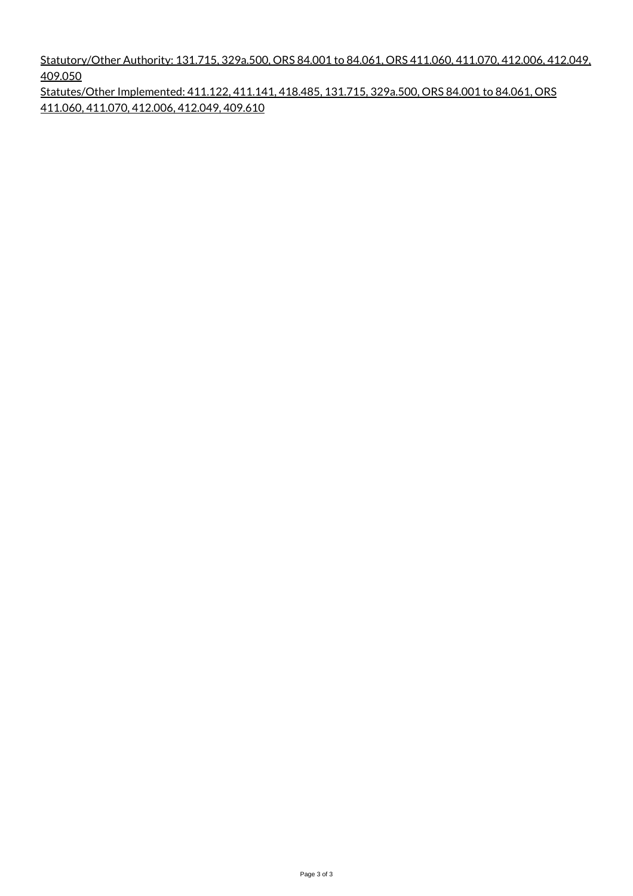Statutory/Other Authority: 131.715, 329a.500, ORS 84.001 to 84.061, ORS 411.060, 411.070, 412.006, 412.049, 409.050

Statutes/Other Implemented: 411.122, 411.141, 418.485, 131.715, 329a.500, ORS 84.001 to 84.061, ORS 411.060, 411.070, 412.006, 412.049, 409.610